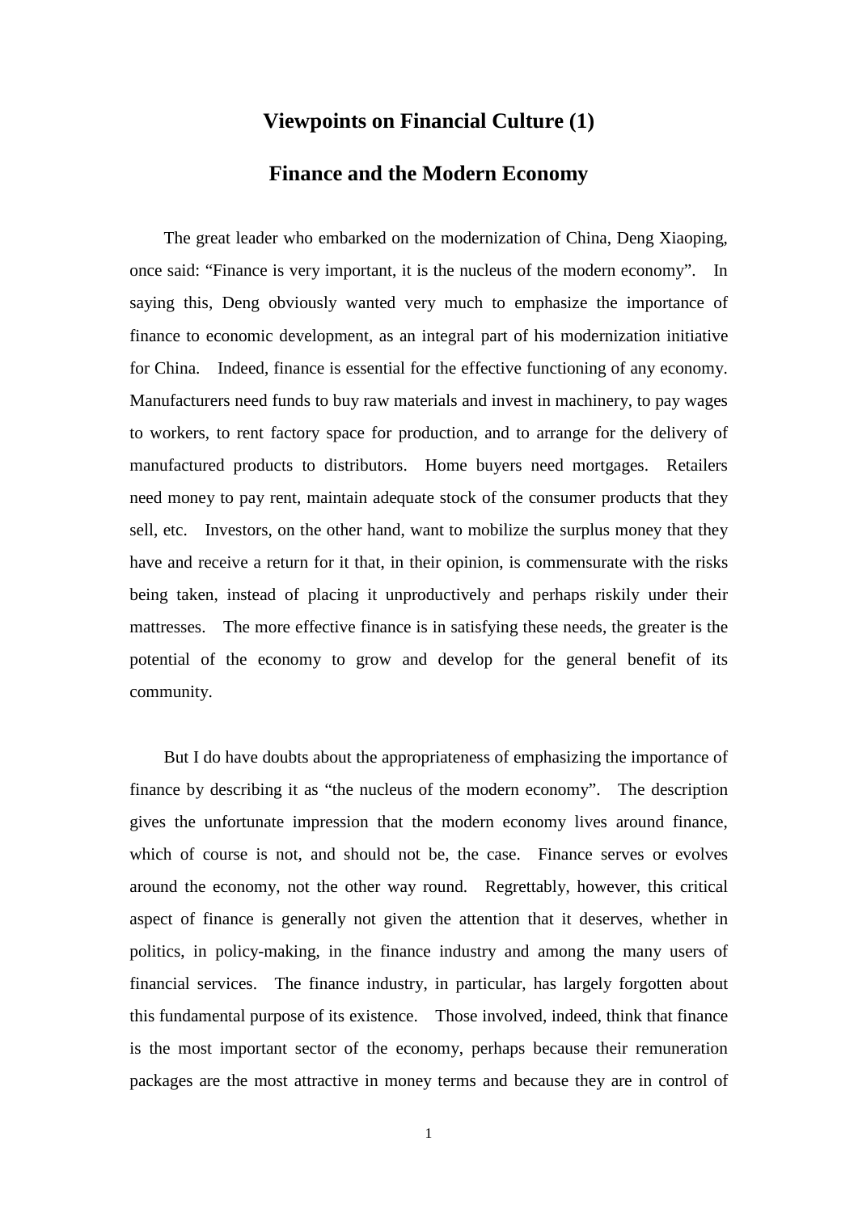# Viewpoints on Financial Culture (1)

## Finance and the Modern Economy

The great leader who embarked on the modernization of China, Deng Xiaoping, once said: "Finance is very important, it is the nucleus of the modern economy". In saying this, Deng obviously wanted very much to emphasize the importance of finance to economic development, as an integral part of his modernization initiative for China. Indeed, finance is essential for the effective functioning of any economy. Manufacturers need funds to buy raw materials and invest in machinery, to pay wages to workers, to rent factory space for production, and to arrange for the delivery of manufactured products to distributors. Home buyers need mortgages. Retailers need money to pay rent, maintain adequate stock of the consumer products that they sell, etc. Investors, on the other hand, want to mobilize the surplus money that they have and receive a return for it that, in their opinion, is commensurate with the risks being taken, instead of placing it unproductively and perhaps riskily under their mattresses. The more effective finance is in satisfying these needs, the greater is the potential of the economy to grow and develop for the general benefit of its community.

But I do have doubts about the appropriateness of emphasizing the importance of finance by describing it as "the nucleus of the modern economy". The description gives the unfortunate impression that the modern economy lives around finance, which of course is not, and should not be, the case. Finance serves or evolves around the economy, not the other way round. Regrettably, however, this critical aspect of finance is generally not given the attention that it deserves, whether in politics, in policy-making, in the finance industry and among the many users of financial services. The finance industry, in particular, has largely forgotten about this fundamental purpose of its existence. Those involved, indeed, think that finance is the most important sector of the economy, perhaps because their remuneration packages are the most attractive in money terms and because they are in control of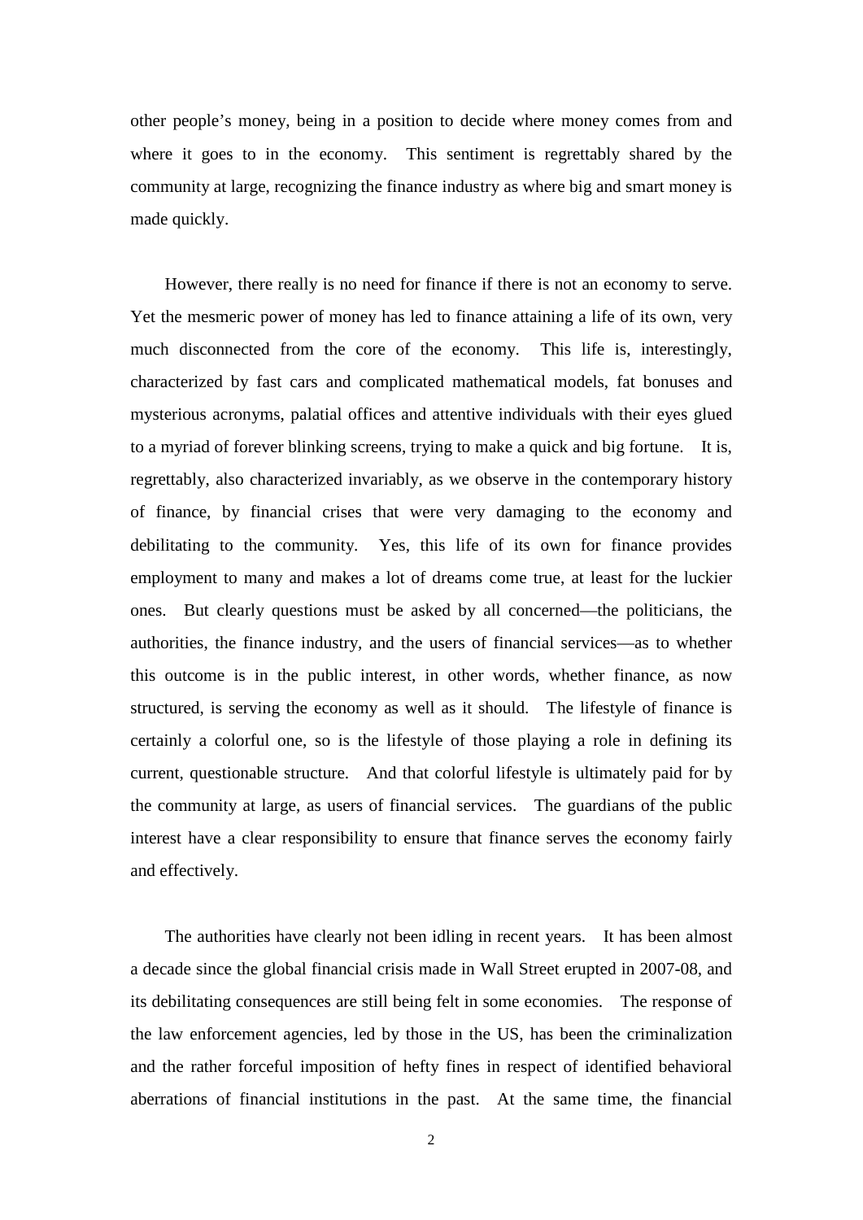other people's money, being in a position to decide where money comes from and where it goes to in the economy. This sentiment is regrettably shared by the community at large, recognizing the finance industry as where big and smart money is made quickly.

However, there really is no need for finance if there is not an economy to serve. Yet the mesmeric power of money has led to finance attaining a life of its own, very much disconnected from the core of the economy. This life is, interestingly, characterized by fast cars and complicated mathematical models, fat bonuses and mysterious acronyms, palatial offices and attentive individuals with their eyes glued to a myriad of forever blinking screens, trying to make a quick and big fortune. It is, regrettably, also characterized invariably, as we observe in the contemporary history of finance, by financial crises that were very damaging to the economy and debilitating to the community. Yes, this life of its own for finance provides employment to many and makes a lot of dreams come true, at least for the luckier ones. But clearly questions must be asked by all concerned—the politicians, the authorities, the finance industry, and the users of financial services—as to whether this outcome is in the public interest, in other words, whether finance, as now structured, is serving the economy as well as it should. The lifestyle of finance is certainly a colorful one, so is the lifestyle of those playing a role in defining its current, questionable structure. And that colorful lifestyle is ultimately paid for by the community at large, as users of financial services. The guardians of the public interest have a clear responsibility to ensure that finance serves the economy fairly and effectively.

The authorities have clearly not been idling in recent years. It has been almost a decade since the global financial crisis made in Wall Street erupted in 2007-08, and its debilitating consequences are still being felt in some economies. The response of the law enforcement agencies, led by those in the US, has been the criminalization and the rather forceful imposition of hefty fines in respect of identified behavioral aberrations of financial institutions in the past. At the same time, the financial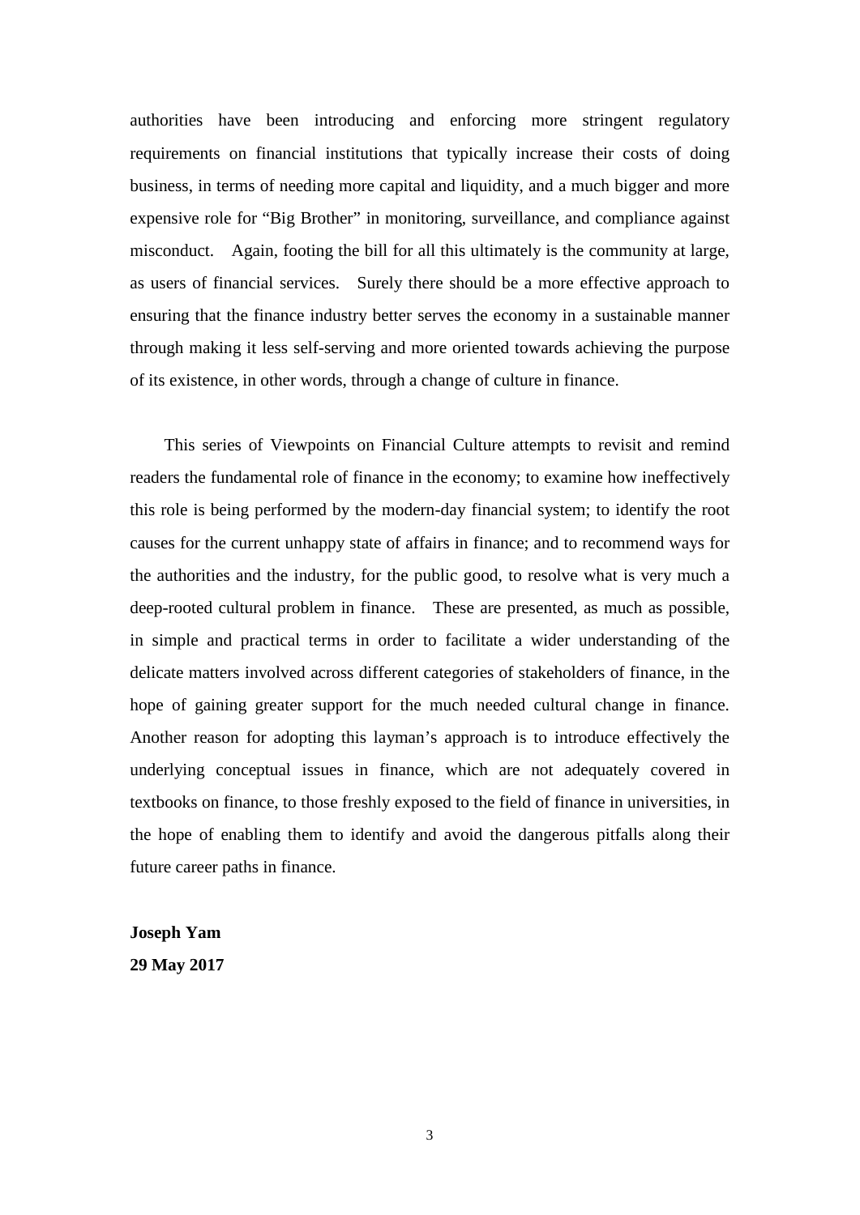authorities have been introducing and enforcing more stringent regulatory requirements on financial institutions that typically increase their costs of doing business, in terms of needing more capital and liquidity, and a much bigger and more expensive role for "Big Brother" in monitoring, surveillance, and compliance against misconduct. Again, footing the bill for all this ultimately is the community at large, as users of financial services. Surely there should be a more effective approach to ensuring that the finance industry better serves the economy in a sustainable manner through making it less self-serving and more oriented towards achieving the purpose of its existence, in other words, through a change of culture in finance.

This series of Viewpoints on Financial Culture attempts to revisit and remind readers the fundamental role of finance in the economy; to examine how ineffectively this role is being performed by the modern-day financial system; to identify the root causes for the current unhappy state of affairs in finance; and to recommend ways for the authorities and the industry, for the public good, to resolve what is very much a deep-rooted cultural problem in finance. These are presented, as much as possible, in simple and practical terms in order to facilitate a wider understanding of the delicate matters involved across different categories of stakeholders of finance, in the hope of gaining greater support for the much needed cultural change in finance. Another reason for adopting this layman's approach is to introduce effectively the underlying conceptual issues in finance, which are not adequately covered in textbooks on finance, to those freshly exposed to the field of finance in universities, in the hope of enabling them to identify and avoid the dangerous pitfalls along their future career paths in finance.

**Joseph Yam**
**29 May 2017**